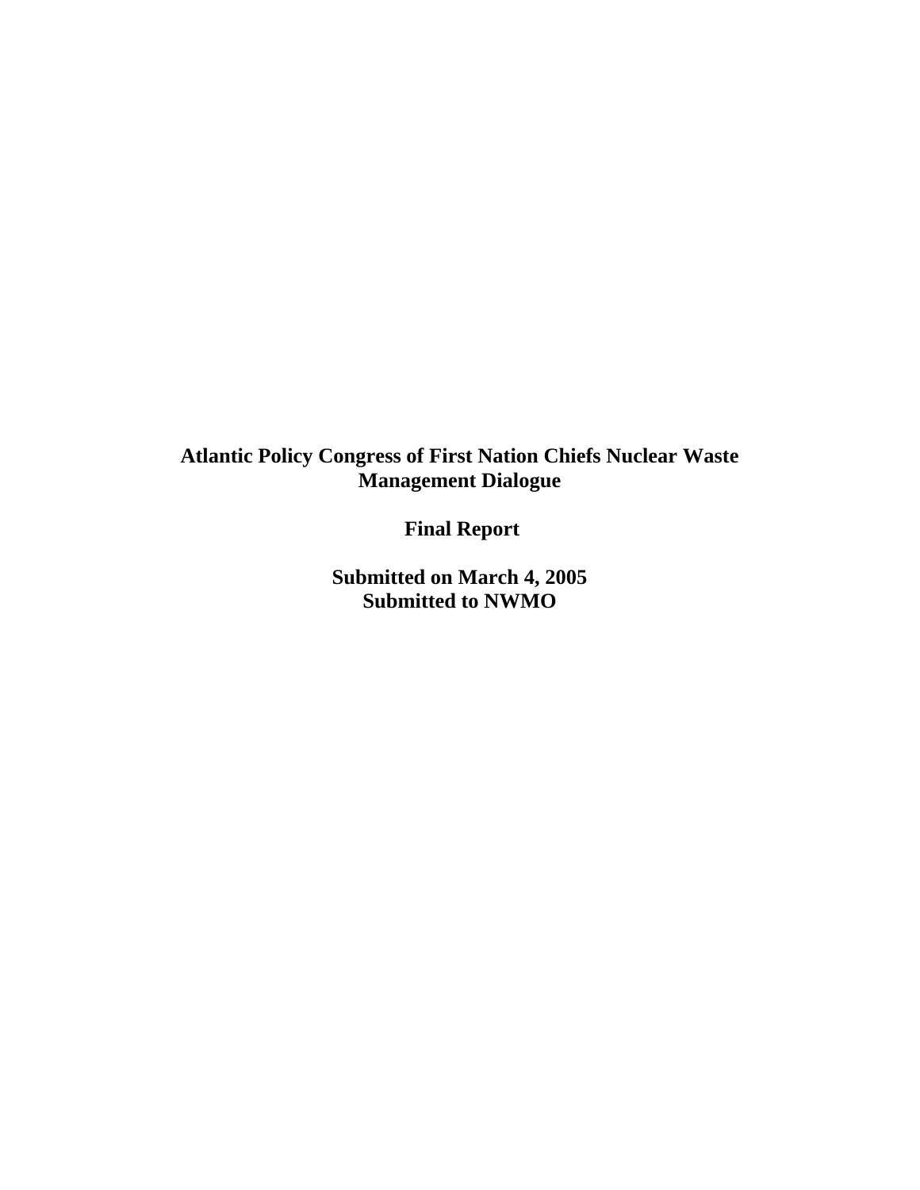# Atlantic Policy Congress of First Nation Chiefs Nuclear Waste Management Dialogue

**Final Report**

**Submitted on March 4, 2005**
**Submitted to NWMO**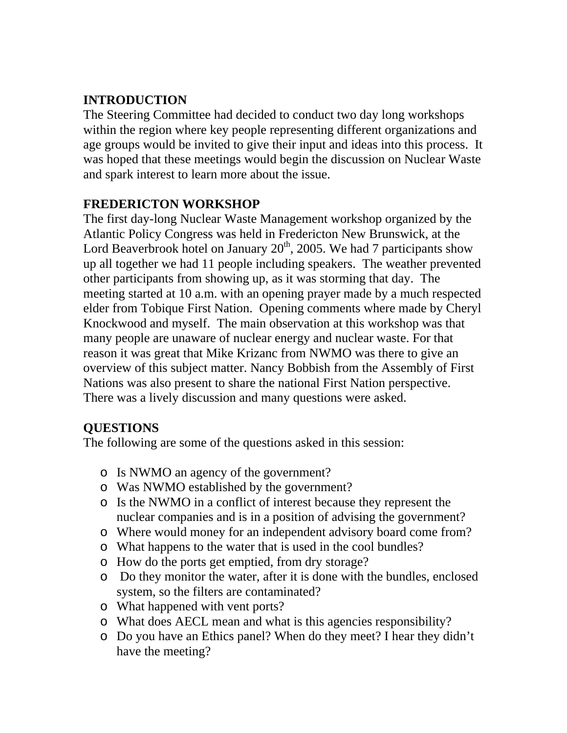## INTRODUCTION

The Steering Committee had decided to conduct two day long workshops within the region where key people representing different organizations and age groups would be invited to give their input and ideas into this process. It was hoped that these meetings would begin the discussion on Nuclear Waste and spark interest to learn more about the issue.

## FREDERICTON WORKSHOP

The first day-long Nuclear Waste Management workshop organized by the Atlantic Policy Congress was held in Fredericton New Brunswick, at the Lord Beaverbrook hotel on January 20th, 2005. We had 7 participants show up all together we had 11 people including speakers. The weather prevented other participants from showing up, as it was storming that day. The meeting started at 10 a.m. with an opening prayer made by a much respected elder from Tobique First Nation. Opening comments where made by Cheryl Knockwood and myself. The main observation at this workshop was that many people are unaware of nuclear energy and nuclear waste. For that reason it was great that Mike Krizanc from NWMO was there to give an overview of this subject matter. Nancy Bobbish from the Assembly of First Nations was also present to share the national First Nation perspective. There was a lively discussion and many questions were asked.

## QUESTIONS

The following are some of the questions asked in this session:

- Is NWMO an agency of the government?
- Was NWMO established by the government?
- Is the NWMO in a conflict of interest because they represent the nuclear companies and is in a position of advising the government?
- Where would money for an independent advisory board come from?
- What happens to the water that is used in the cool bundles?
- How do the ports get emptied, from dry storage?
- Do they monitor the water, after it is done with the bundles, enclosed system, so the filters are contaminated?
- What happened with vent ports?
- What does AECL mean and what is this agencies responsibility?
- Do you have an Ethics panel? When do they meet? I hear they didn't have the meeting?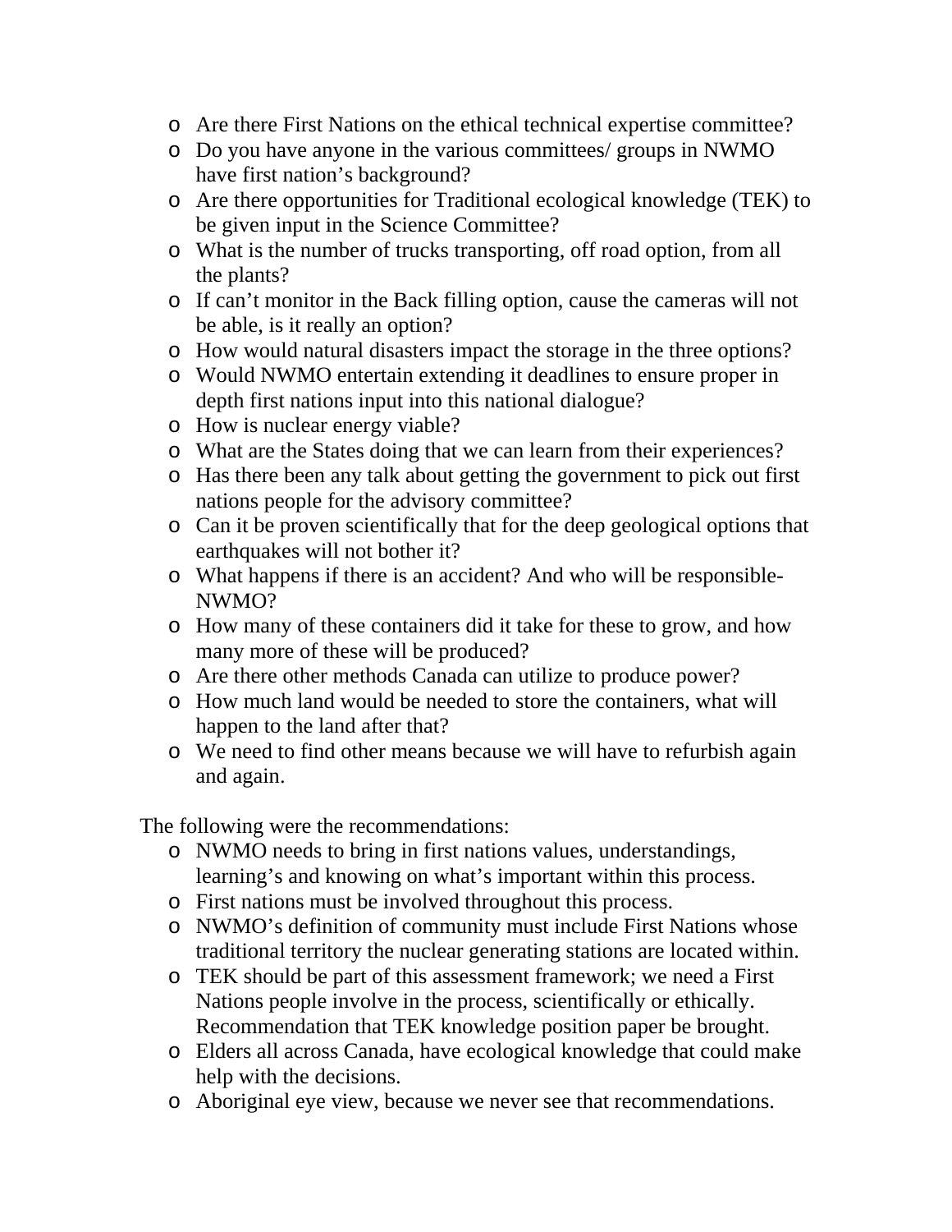- Are there First Nations on the ethical technical expertise committee?
- Do you have anyone in the various committees/ groups in NWMO have first nation's background?
- Are there opportunities for Traditional ecological knowledge (TEK) to be given input in the Science Committee?
- What is the number of trucks transporting, off road option, from all the plants?
- If can't monitor in the Back filling option, cause the cameras will not be able, is it really an option?
- How would natural disasters impact the storage in the three options?
- Would NWMO entertain extending it deadlines to ensure proper in depth first nations input into this national dialogue?
- How is nuclear energy viable?
- What are the States doing that we can learn from their experiences?
- Has there been any talk about getting the government to pick out first nations people for the advisory committee?
- Can it be proven scientifically that for the deep geological options that earthquakes will not bother it?
- What happens if there is an accident? And who will be responsible- NWMO?
- How many of these containers did it take for these to grow, and how many more of these will be produced?
- Are there other methods Canada can utilize to produce power?
- How much land would be needed to store the containers, what will happen to the land after that?
- We need to find other means because we will have to refurbish again and again.

The following were the recommendations:

- NWMO needs to bring in first nations values, understandings, learning's and knowing on what's important within this process.
- First nations must be involved throughout this process.
- NWMO's definition of community must include First Nations whose traditional territory the nuclear generating stations are located within.
- TEK should be part of this assessment framework; we need a First Nations people involve in the process, scientifically or ethically. Recommendation that TEK knowledge position paper be brought.
- Elders all across Canada, have ecological knowledge that could make help with the decisions.
- Aboriginal eye view, because we never see that recommendations.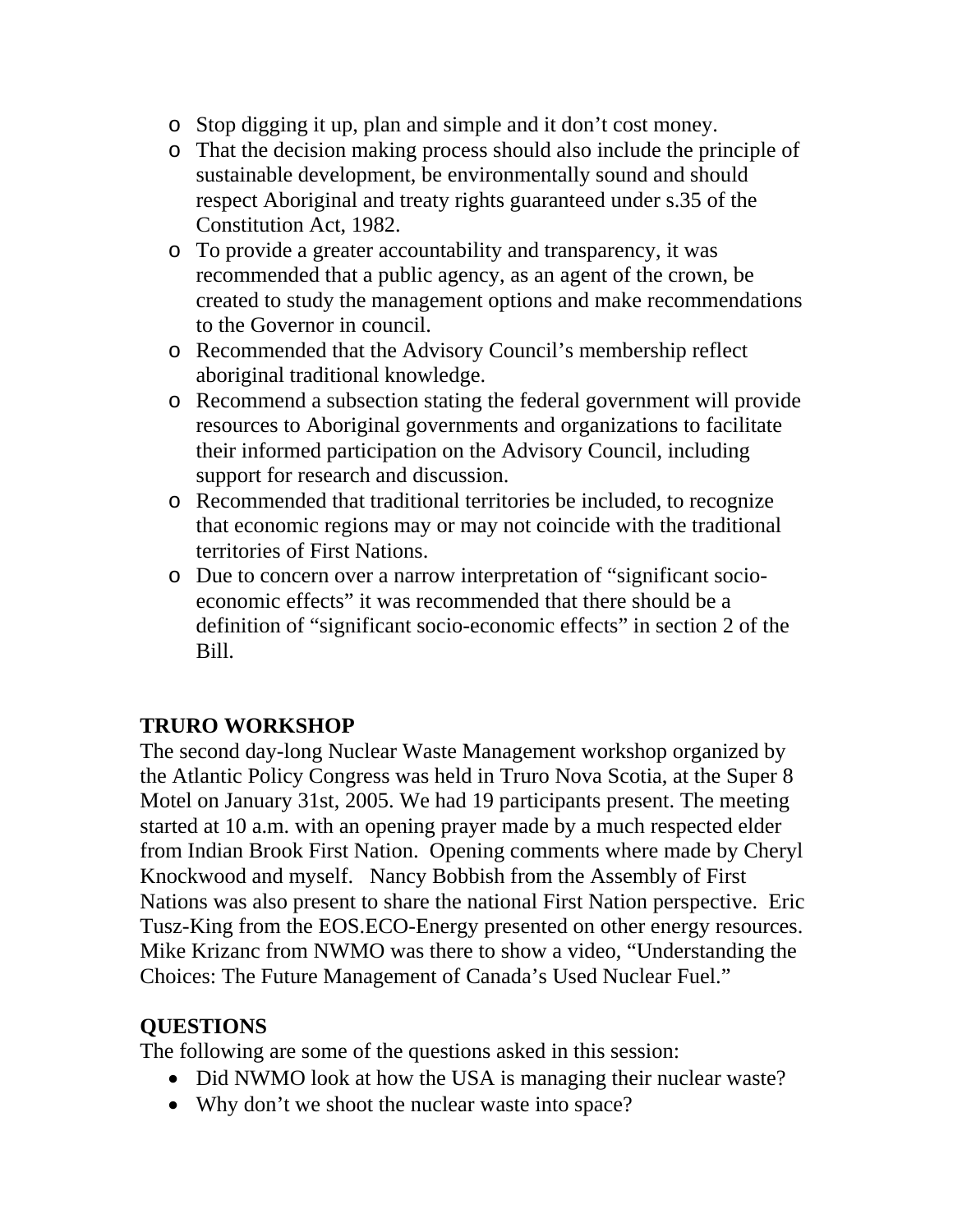- Stop digging it up, plan and simple and it don't cost money.
- That the decision making process should also include the principle of sustainable development, be environmentally sound and should respect Aboriginal and treaty rights guaranteed under s.35 of the Constitution Act, 1982.
- To provide a greater accountability and transparency, it was recommended that a public agency, as an agent of the crown, be created to study the management options and make recommendations to the Governor in council.
- Recommended that the Advisory Council's membership reflect aboriginal traditional knowledge.
- Recommend a subsection stating the federal government will provide resources to Aboriginal governments and organizations to facilitate their informed participation on the Advisory Council, including support for research and discussion.
- Recommended that traditional territories be included, to recognize that economic regions may or may not coincide with the traditional territories of First Nations.
- Due to concern over a narrow interpretation of "significant socio-economic effects" it was recommended that there should be a definition of "significant socio-economic effects" in section 2 of the Bill.

## TRURO WORKSHOP

The second day-long Nuclear Waste Management workshop organized by the Atlantic Policy Congress was held in Truro Nova Scotia, at the Super 8 Motel on January 31st, 2005. We had 19 participants present. The meeting started at 10 a.m. with an opening prayer made by a much respected elder from Indian Brook First Nation. Opening comments where made by Cheryl Knockwood and myself. Nancy Bobbish from the Assembly of First Nations was also present to share the national First Nation perspective. Eric Tusz-King from the EOS.ECO-Energy presented on other energy resources. Mike Krizanc from NWMO was there to show a video, "Understanding the Choices: The Future Management of Canada's Used Nuclear Fuel."

## QUESTIONS

The following are some of the questions asked in this session:

- Did NWMO look at how the USA is managing their nuclear waste?
- Why don't we shoot the nuclear waste into space?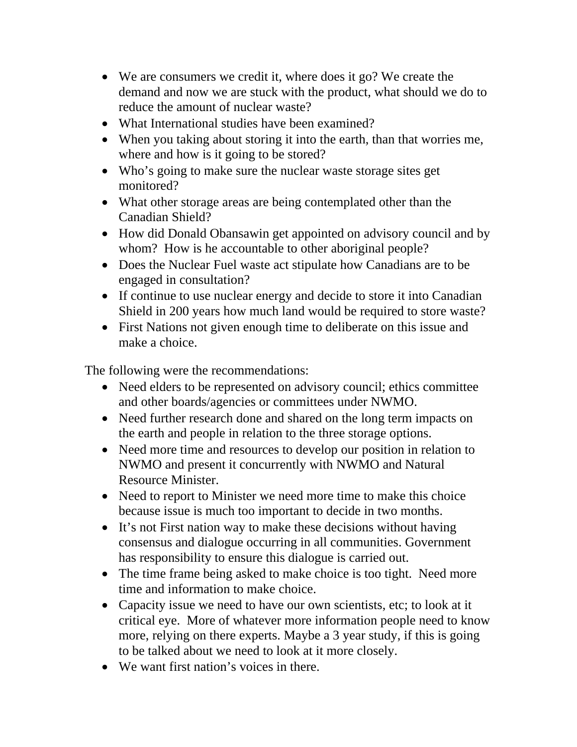- We are consumers we credit it, where does it go? We create the demand and now we are stuck with the product, what should we do to reduce the amount of nuclear waste?
- What International studies have been examined?
- When you taking about storing it into the earth, than that worries me, where and how is it going to be stored?
- Who's going to make sure the nuclear waste storage sites get monitored?
- What other storage areas are being contemplated other than the Canadian Shield?
- How did Donald Obansawin get appointed on advisory council and by whom? How is he accountable to other aboriginal people?
- Does the Nuclear Fuel waste act stipulate how Canadians are to be engaged in consultation?
- If continue to use nuclear energy and decide to store it into Canadian Shield in 200 years how much land would be required to store waste?
- First Nations not given enough time to deliberate on this issue and make a choice.

The following were the recommendations:

- Need elders to be represented on advisory council; ethics committee and other boards/agencies or committees under NWMO.
- Need further research done and shared on the long term impacts on the earth and people in relation to the three storage options.
- Need more time and resources to develop our position in relation to NWMO and present it concurrently with NWMO and Natural Resource Minister.
- Need to report to Minister we need more time to make this choice because issue is much too important to decide in two months.
- It's not First nation way to make these decisions without having consensus and dialogue occurring in all communities. Government has responsibility to ensure this dialogue is carried out.
- The time frame being asked to make choice is too tight. Need more time and information to make choice.
- Capacity issue we need to have our own scientists, etc; to look at it critical eye. More of whatever more information people need to know more, relying on there experts. Maybe a 3 year study, if this is going to be talked about we need to look at it more closely.
- We want first nation's voices in there.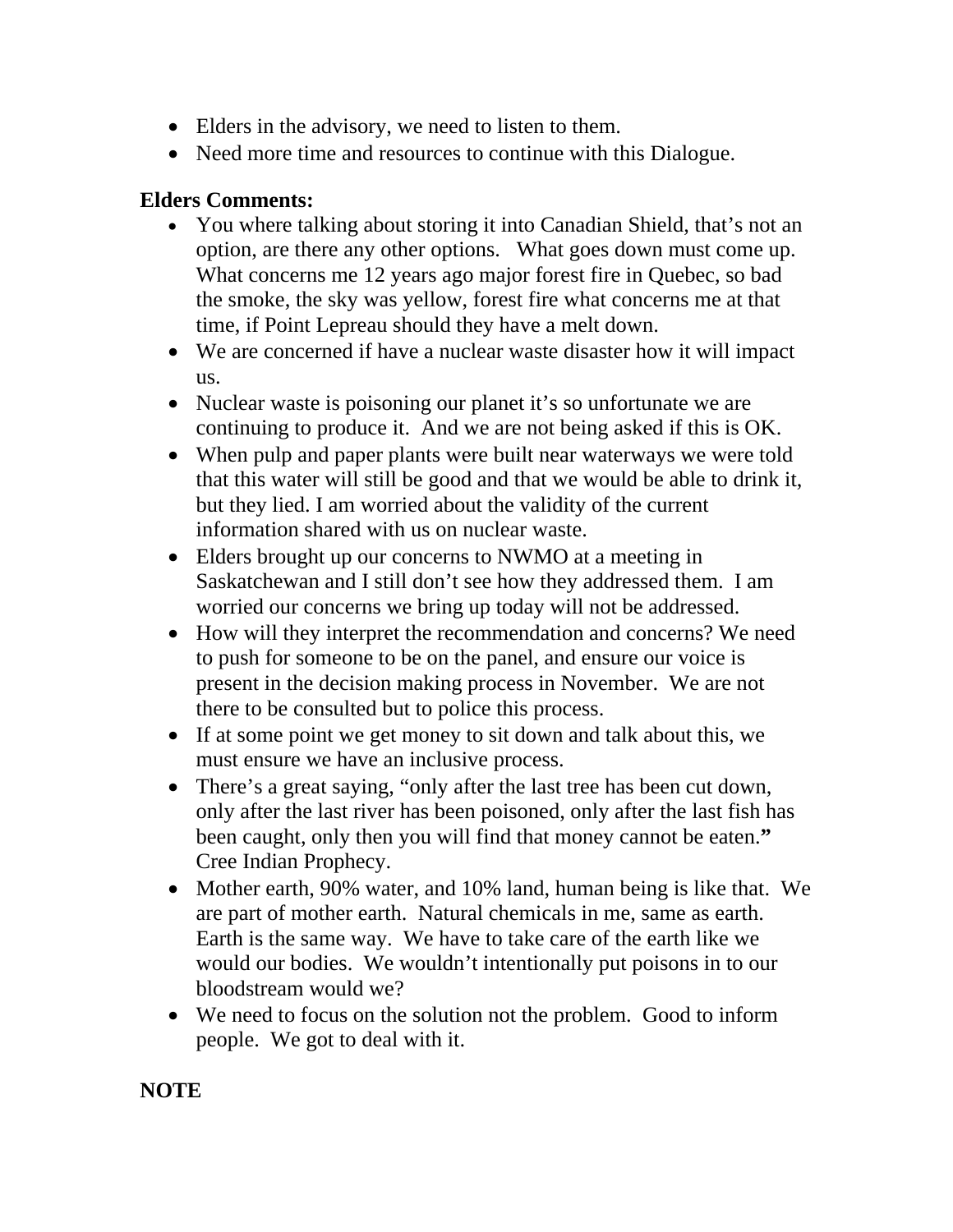- Elders in the advisory, we need to listen to them.
- Need more time and resources to continue with this Dialogue.

**Elders Comments:**

- You where talking about storing it into Canadian Shield, that's not an option, are there any other options. What goes down must come up. What concerns me 12 years ago major forest fire in Quebec, so bad the smoke, the sky was yellow, forest fire what concerns me at that time, if Point Lepreau should they have a melt down.
- We are concerned if have a nuclear waste disaster how it will impact us.
- Nuclear waste is poisoning our planet it's so unfortunate we are continuing to produce it. And we are not being asked if this is OK.
- When pulp and paper plants were built near waterways we were told that this water will still be good and that we would be able to drink it, but they lied. I am worried about the validity of the current information shared with us on nuclear waste.
- Elders brought up our concerns to NWMO at a meeting in Saskatchewan and I still don't see how they addressed them. I am worried our concerns we bring up today will not be addressed.
- How will they interpret the recommendation and concerns? We need to push for someone to be on the panel, and ensure our voice is present in the decision making process in November. We are not there to be consulted but to police this process.
- If at some point we get money to sit down and talk about this, we must ensure we have an inclusive process.
- There's a great saying, "only after the last tree has been cut down, only after the last river has been poisoned, only after the last fish has been caught, only then you will find that money cannot be eaten." Cree Indian Prophecy.
- Mother earth, 90% water, and 10% land, human being is like that. We are part of mother earth. Natural chemicals in me, same as earth. Earth is the same way. We have to take care of the earth like we would our bodies. We wouldn't intentionally put poisons in to our bloodstream would we?
- We need to focus on the solution not the problem. Good to inform people. We got to deal with it.

**NOTE**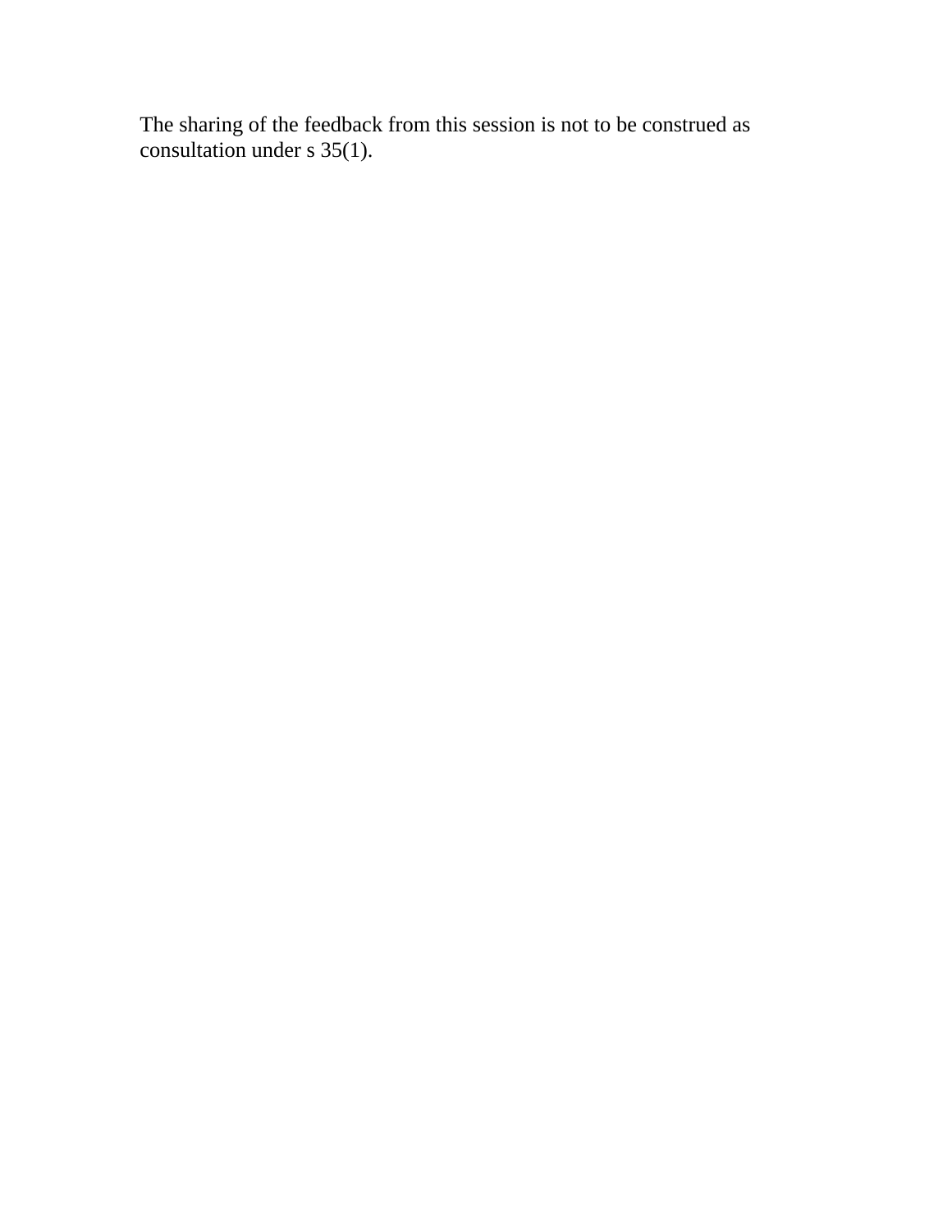The sharing of the feedback from this session is not to be construed as consultation under s 35(1).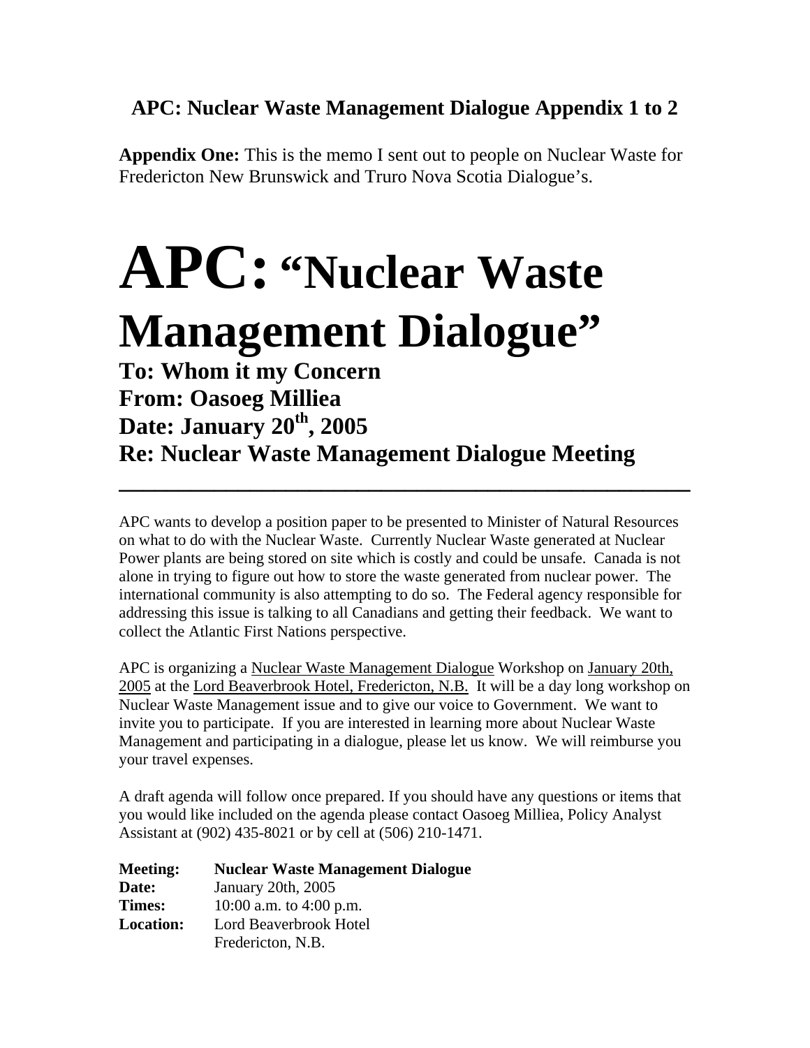## APC: Nuclear Waste Management Dialogue Appendix 1 to 2

**Appendix One:** This is the memo I sent out to people on Nuclear Waste for Fredericton New Brunswick and Truro Nova Scotia Dialogue's.

# APC: "Nuclear Waste Management Dialogue"

**To: Whom it my Concern**
**From: Oasoeg Milliea**
**Date: January 20th, 2005**
**Re: Nuclear Waste Management Dialogue Meeting**

---

APC wants to develop a position paper to be presented to Minister of Natural Resources on what to do with the Nuclear Waste. Currently Nuclear Waste generated at Nuclear Power plants are being stored on site which is costly and could be unsafe. Canada is not alone in trying to figure out how to store the waste generated from nuclear power. The international community is also attempting to do so. The Federal agency responsible for addressing this issue is talking to all Canadians and getting their feedback. We want to collect the Atlantic First Nations perspective.

APC is organizing a Nuclear Waste Management Dialogue Workshop on January 20th, 2005 at the Lord Beaverbrook Hotel, Fredericton, N.B. It will be a day long workshop on Nuclear Waste Management issue and to give our voice to Government. We want to invite you to participate. If you are interested in learning more about Nuclear Waste Management and participating in a dialogue, please let us know. We will reimburse you your travel expenses.

A draft agenda will follow once prepared. If you should have any questions or items that you would like included on the agenda please contact Oasoeg Milliea, Policy Analyst Assistant at (902) 435-8021 or by cell at (506) 210-1471.

| | |
|---|---|
| **Meeting:** | **Nuclear Waste Management Dialogue** |
| **Date:** | January 20th, 2005 |
| **Times:** | 10:00 a.m. to 4:00 p.m. |
| **Location:** | Lord Beaverbrook Hotel<br>Fredericton, N.B. |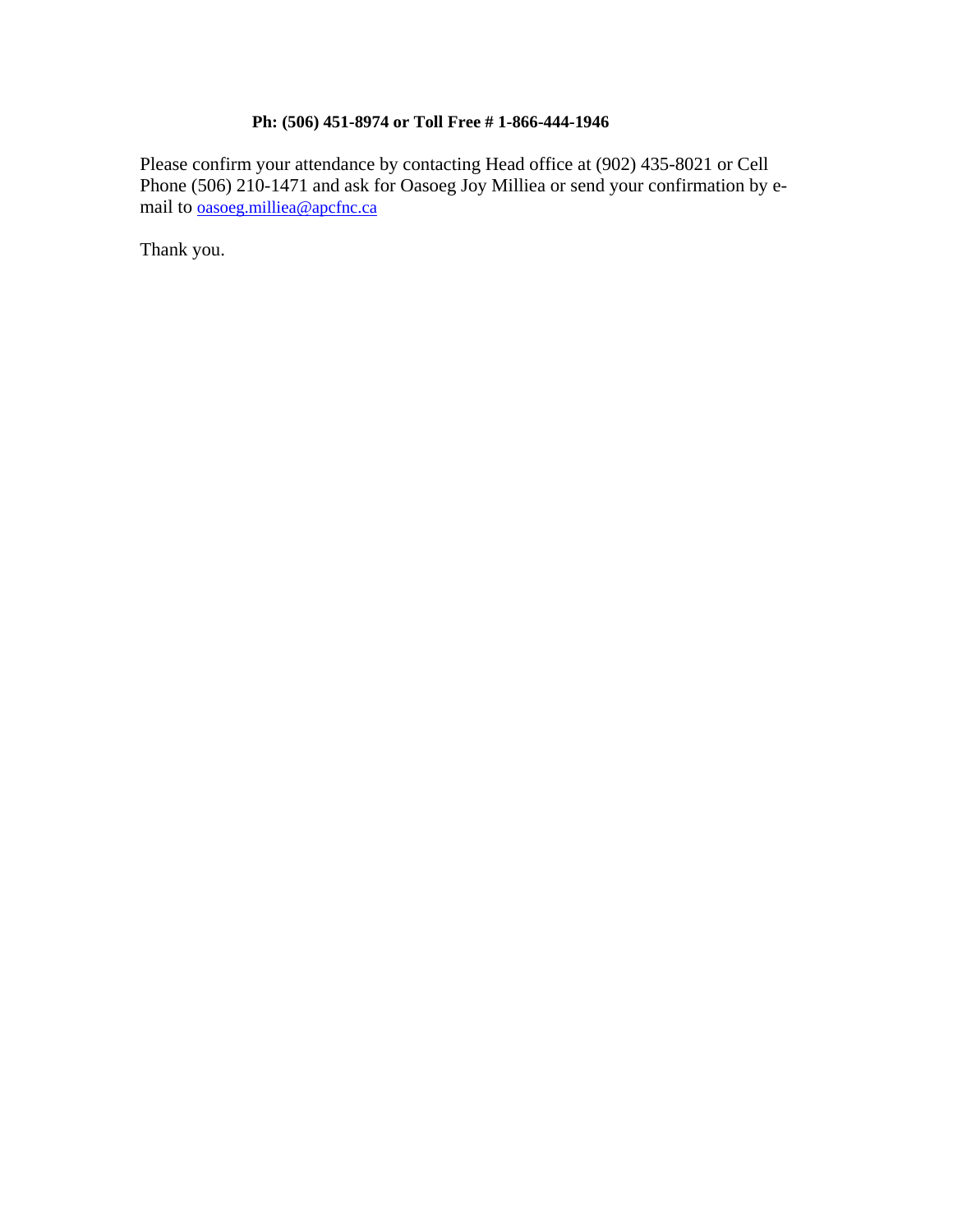**Ph: (506) 451-8974 or Toll Free # 1-866-444-1946**

Please confirm your attendance by contacting Head office at (902) 435-8021 or Cell Phone (506) 210-1471 and ask for Oasoeg Joy Milliea or send your confirmation by e-mail to oasoeg.milliea@apcfnc.ca

Thank you.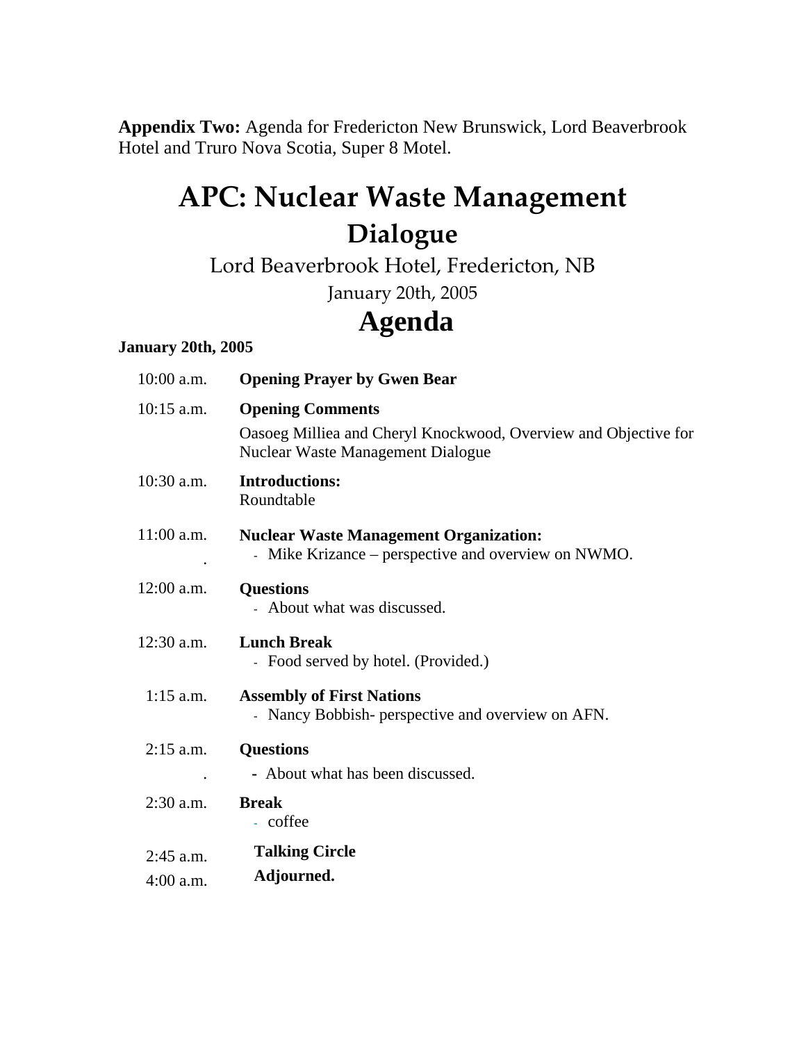**Appendix Two:** Agenda for Fredericton New Brunswick, Lord Beaverbrook Hotel and Truro Nova Scotia, Super 8 Motel.

# APC: Nuclear Waste Management Dialogue

Lord Beaverbrook Hotel, Fredericton, NB

January 20th, 2005

# Agenda

**January 20th, 2005**

| | |
|---|---|
| 10:00 a.m. | **Opening Prayer by Gwen Bear** |
| 10:15 a.m. | **Opening Comments**<br>Oasoeg Milliea and Cheryl Knockwood, Overview and Objective for Nuclear Waste Management Dialogue |
| 10:30 a.m. | **Introductions:**<br>Roundtable |
| 11:00 a.m.<br>. | **Nuclear Waste Management Organization:**<br>- Mike Krizance – perspective and overview on NWMO. |
| 12:00 a.m. | **Questions**<br>- About what was discussed. |
| 12:30 a.m. | **Lunch Break**<br>- Food served by hotel. (Provided.) |
| 1:15 a.m. | **Assembly of First Nations**<br>- Nancy Bobbish- perspective and overview on AFN. |
| 2:15 a.m.<br>. | **Questions**<br>- About what has been discussed. |
| 2:30 a.m. | **Break**<br>- coffee |
| 2:45 a.m. | **Talking Circle** |
| 4:00 a.m. | **Adjourned.** |